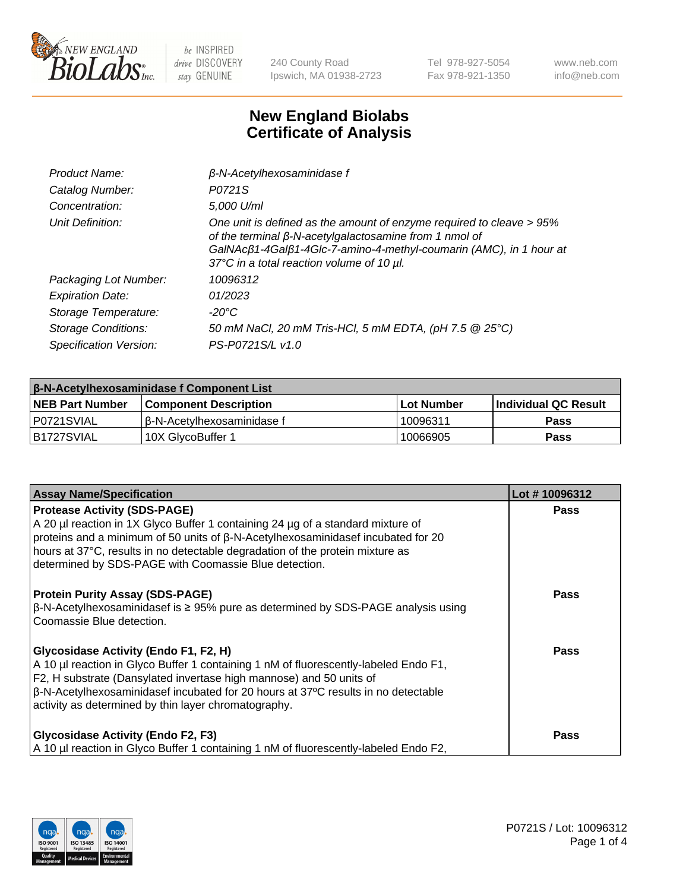New England Biolabs — be INSPIRED drive DISCOVERY stay GENUINE

240 County Road
Ipswich, MA 01938-2723

Tel 978-927-5054
Fax 978-921-1350

www.neb.com
info@neb.com

# New England Biolabs
# Certificate of Analysis

| | |
|---|---|
| *Product Name:* | *β-N-Acetylhexosaminidase f* |
| *Catalog Number:* | *P0721S* |
| *Concentration:* | *5,000 U/ml* |
| *Unit Definition:* | *One unit is defined as the amount of enzyme required to cleave > 95% of the terminal β-N-acetylgalactosamine from 1 nmol of GalNAcβ1-4Galβ1-4Glc-7-amino-4-methyl-coumarin (AMC), in 1 hour at 37°C in a total reaction volume of 10 µl.* |
| *Packaging Lot Number:* | *10096312* |
| *Expiration Date:* | *01/2023* |
| *Storage Temperature:* | *-20°C* |
| *Storage Conditions:* | *50 mM NaCl, 20 mM Tris-HCl, 5 mM EDTA, (pH 7.5 @ 25°C)* |
| *Specification Version:* | *PS-P0721S/L v1.0* |

| β-N-Acetylhexosaminidase f Component List | | | |
|---|---|---|---|
| **NEB Part Number** | **Component Description** | **Lot Number** | **Individual QC Result** |
| P0721SVIAL | β-N-Acetylhexosaminidase f | 10096311 | **Pass** |
| B1727SVIAL | 10X GlycoBuffer 1 | 10066905 | **Pass** |

| Assay Name/Specification | Lot # 10096312 |
|---|---|
| **Protease Activity (SDS-PAGE)**<br>A 20 µl reaction in 1X Glyco Buffer 1 containing 24 µg of a standard mixture of proteins and a minimum of 50 units of β-N-Acetylhexosaminidasef incubated for 20 hours at 37°C, results in no detectable degradation of the protein mixture as determined by SDS-PAGE with Coomassie Blue detection. | **Pass** |
| **Protein Purity Assay (SDS-PAGE)**<br>β-N-Acetylhexosaminidasef is ≥ 95% pure as determined by SDS-PAGE analysis using Coomassie Blue detection. | **Pass** |
| **Glycosidase Activity (Endo F1, F2, H)**<br>A 10 µl reaction in Glyco Buffer 1 containing 1 nM of fluorescently-labeled Endo F1, F2, H substrate (Dansylated invertase high mannose) and 50 units of β-N-Acetylhexosaminidasef incubated for 20 hours at 37ºC results in no detectable activity as determined by thin layer chromatography. | **Pass** |
| **Glycosidase Activity (Endo F2, F3)**<br>A 10 µl reaction in Glyco Buffer 1 containing 1 nM of fluorescently-labeled Endo F2, | **Pass** |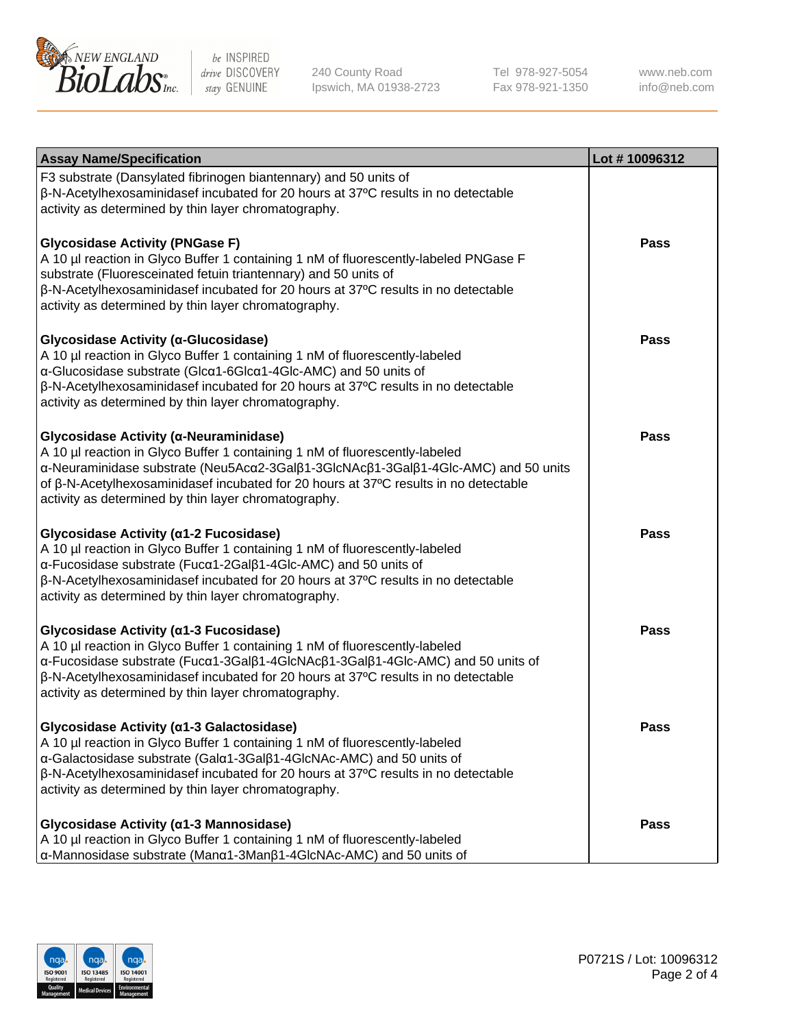| Assay Name/Specification | Lot # 10096312 |
| --- | --- |
| F3 substrate (Dansylated fibrinogen biantennary) and 50 units of β-N-Acetylhexosaminidasef incubated for 20 hours at 37ºC results in no detectable activity as determined by thin layer chromatography. | |
| **Glycosidase Activity (PNGase F)**<br>A 10 µl reaction in Glyco Buffer 1 containing 1 nM of fluorescently-labeled PNGase F substrate (Fluoresceinated fetuin triantennary) and 50 units of β-N-Acetylhexosaminidasef incubated for 20 hours at 37ºC results in no detectable activity as determined by thin layer chromatography. | **Pass** |
| **Glycosidase Activity (α-Glucosidase)**<br>A 10 µl reaction in Glyco Buffer 1 containing 1 nM of fluorescently-labeled α-Glucosidase substrate (Glcα1-6Glcα1-4Glc-AMC) and 50 units of β-N-Acetylhexosaminidasef incubated for 20 hours at 37ºC results in no detectable activity as determined by thin layer chromatography. | **Pass** |
| **Glycosidase Activity (α-Neuraminidase)**<br>A 10 µl reaction in Glyco Buffer 1 containing 1 nM of fluorescently-labeled α-Neuraminidase substrate (Neu5Acα2-3Galβ1-3GlcNAcβ1-3Galβ1-4Glc-AMC) and 50 units of β-N-Acetylhexosaminidasef incubated for 20 hours at 37ºC results in no detectable activity as determined by thin layer chromatography. | **Pass** |
| **Glycosidase Activity (α1-2 Fucosidase)**<br>A 10 µl reaction in Glyco Buffer 1 containing 1 nM of fluorescently-labeled α-Fucosidase substrate (Fucα1-2Galβ1-4Glc-AMC) and 50 units of β-N-Acetylhexosaminidasef incubated for 20 hours at 37ºC results in no detectable activity as determined by thin layer chromatography. | **Pass** |
| **Glycosidase Activity (α1-3 Fucosidase)**<br>A 10 µl reaction in Glyco Buffer 1 containing 1 nM of fluorescently-labeled α-Fucosidase substrate (Fucα1-3Galβ1-4GlcNAcβ1-3Galβ1-4Glc-AMC) and 50 units of β-N-Acetylhexosaminidasef incubated for 20 hours at 37ºC results in no detectable activity as determined by thin layer chromatography. | **Pass** |
| **Glycosidase Activity (α1-3 Galactosidase)**<br>A 10 µl reaction in Glyco Buffer 1 containing 1 nM of fluorescently-labeled α-Galactosidase substrate (Galα1-3Galβ1-4GlcNAc-AMC) and 50 units of β-N-Acetylhexosaminidasef incubated for 20 hours at 37ºC results in no detectable activity as determined by thin layer chromatography. | **Pass** |
| **Glycosidase Activity (α1-3 Mannosidase)**<br>A 10 µl reaction in Glyco Buffer 1 containing 1 nM of fluorescently-labeled α-Mannosidase substrate (Manα1-3Manβ1-4GlcNAc-AMC) and 50 units of | **Pass** |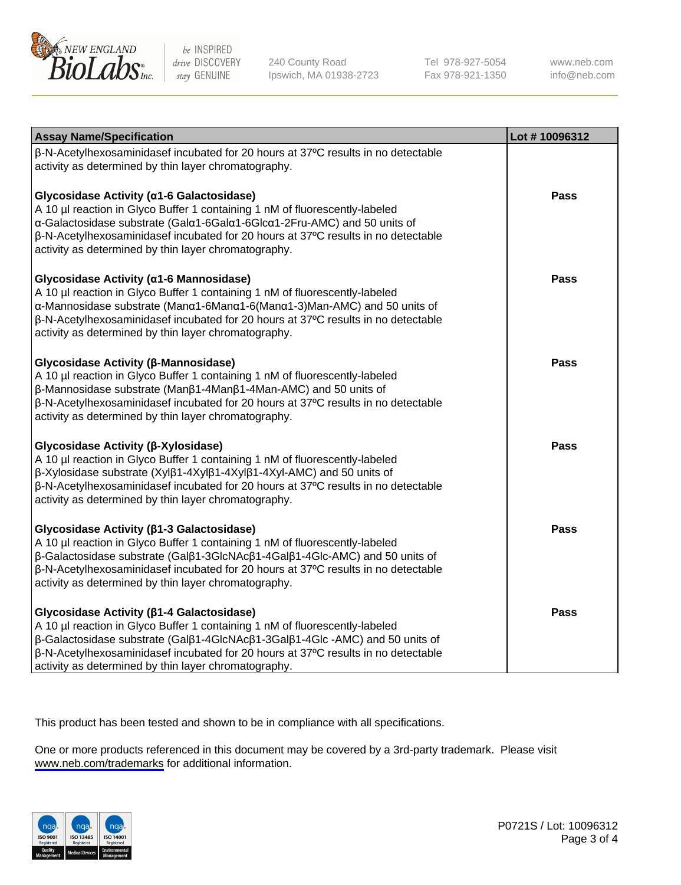| Assay Name/Specification | Lot # 10096312 |
| --- | --- |
| β-N-Acetylhexosaminidasef incubated for 20 hours at 37°C results in no detectable activity as determined by thin layer chromatography. | |
| **Glycosidase Activity (α1-6 Galactosidase)**<br>A 10 µl reaction in Glyco Buffer 1 containing 1 nM of fluorescently-labeled α-Galactosidase substrate (Galα1-6Galα1-6Glcα1-2Fru-AMC) and 50 units of β-N-Acetylhexosaminidasef incubated for 20 hours at 37°C results in no detectable activity as determined by thin layer chromatography. | Pass |
| **Glycosidase Activity (α1-6 Mannosidase)**<br>A 10 µl reaction in Glyco Buffer 1 containing 1 nM of fluorescently-labeled α-Mannosidase substrate (Manα1-6Manα1-6(Manα1-3)Man-AMC) and 50 units of β-N-Acetylhexosaminidasef incubated for 20 hours at 37°C results in no detectable activity as determined by thin layer chromatography. | Pass |
| **Glycosidase Activity (β-Mannosidase)**<br>A 10 µl reaction in Glyco Buffer 1 containing 1 nM of fluorescently-labeled β-Mannosidase substrate (Manβ1-4Manβ1-4Man-AMC) and 50 units of β-N-Acetylhexosaminidasef incubated for 20 hours at 37°C results in no detectable activity as determined by thin layer chromatography. | Pass |
| **Glycosidase Activity (β-Xylosidase)**<br>A 10 µl reaction in Glyco Buffer 1 containing 1 nM of fluorescently-labeled β-Xylosidase substrate (Xylβ1-4Xylβ1-4Xylβ1-4Xyl-AMC) and 50 units of β-N-Acetylhexosaminidasef incubated for 20 hours at 37°C results in no detectable activity as determined by thin layer chromatography. | Pass |
| **Glycosidase Activity (β1-3 Galactosidase)**<br>A 10 µl reaction in Glyco Buffer 1 containing 1 nM of fluorescently-labeled β-Galactosidase substrate (Galβ1-3GlcNAcβ1-4Galβ1-4Glc-AMC) and 50 units of β-N-Acetylhexosaminidasef incubated for 20 hours at 37°C results in no detectable activity as determined by thin layer chromatography. | Pass |
| **Glycosidase Activity (β1-4 Galactosidase)**<br>A 10 µl reaction in Glyco Buffer 1 containing 1 nM of fluorescently-labeled β-Galactosidase substrate (Galβ1-4GlcNAcβ1-3Galβ1-4Glc -AMC) and 50 units of β-N-Acetylhexosaminidasef incubated for 20 hours at 37°C results in no detectable activity as determined by thin layer chromatography. | Pass |

This product has been tested and shown to be in compliance with all specifications.

One or more products referenced in this document may be covered by a 3rd-party trademark. Please visit www.neb.com/trademarks for additional information.

P0721S / Lot: 10096312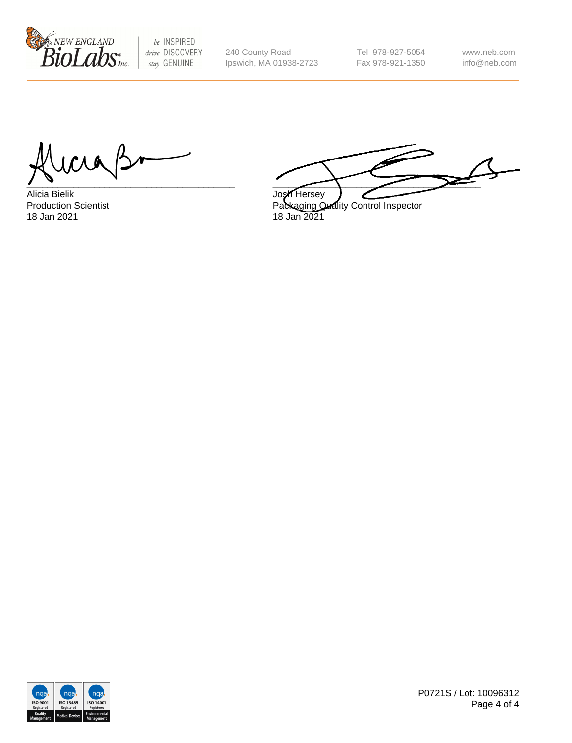NEW ENGLAND BioLabs® Inc.

be INSPIRED
drive DISCOVERY
stay GENUINE

240 County Road
Ipswich, MA 01938-2723

Tel 978-927-5054
Fax 978-921-1350

www.neb.com
info@neb.com

Alicia Bielik
Production Scientist
18 Jan 2021

Josh Hersey
Packaging Quality Control Inspector
18 Jan 2021

P0721S / Lot: 10096312